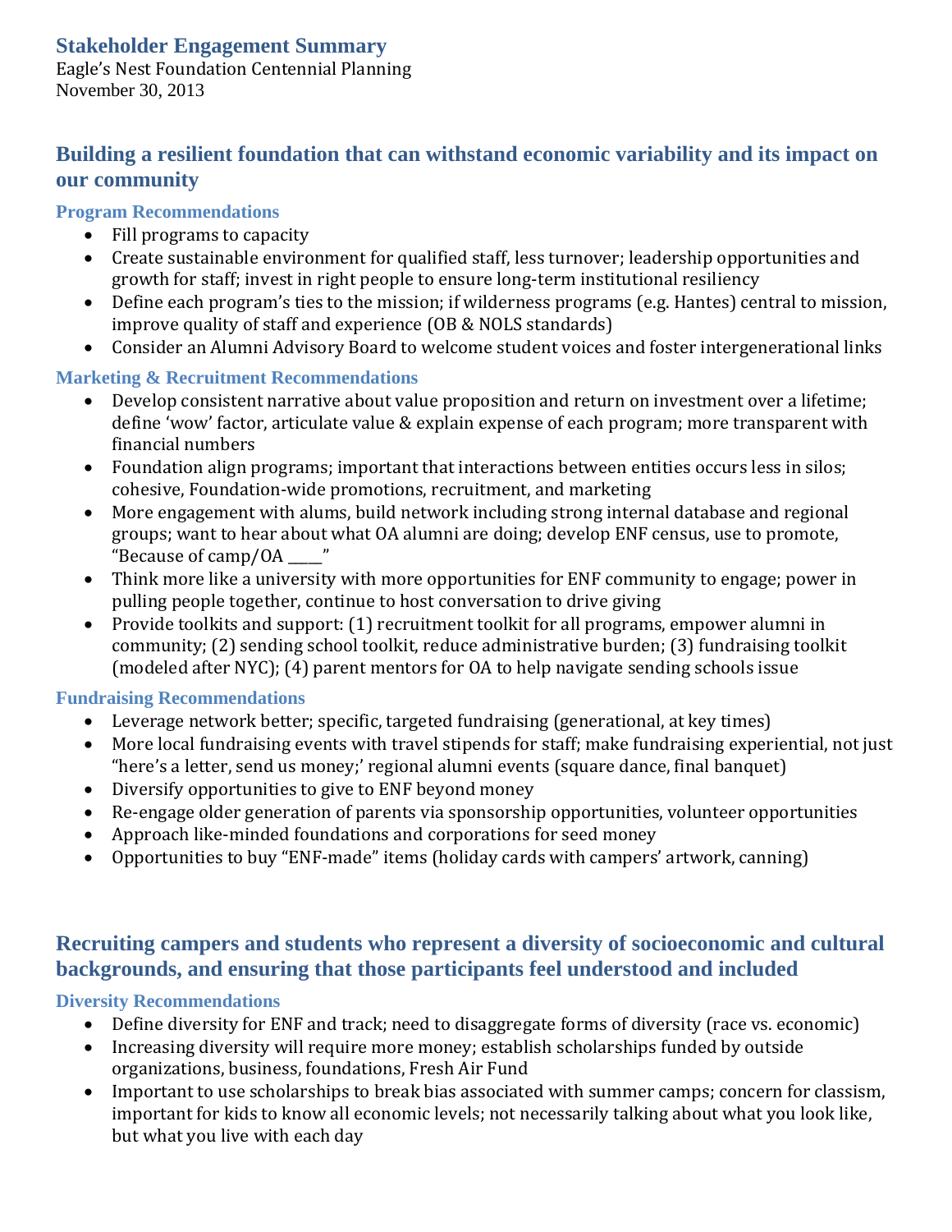# Stakeholder Engagement Summary

Eagle's Nest Foundation Centennial Planning
November 30, 2013

## Building a resilient foundation that can withstand economic variability and its impact on our community

### Program Recommendations

- Fill programs to capacity
- Create sustainable environment for qualified staff, less turnover; leadership opportunities and growth for staff; invest in right people to ensure long-term institutional resiliency
- Define each program's ties to the mission; if wilderness programs (e.g. Hantes) central to mission, improve quality of staff and experience (OB & NOLS standards)
- Consider an Alumni Advisory Board to welcome student voices and foster intergenerational links

### Marketing & Recruitment Recommendations

- Develop consistent narrative about value proposition and return on investment over a lifetime; define 'wow' factor, articulate value & explain expense of each program; more transparent with financial numbers
- Foundation align programs; important that interactions between entities occurs less in silos; cohesive, Foundation-wide promotions, recruitment, and marketing
- More engagement with alums, build network including strong internal database and regional groups; want to hear about what OA alumni are doing; develop ENF census, use to promote, "Because of camp/OA ____"
- Think more like a university with more opportunities for ENF community to engage; power in pulling people together, continue to host conversation to drive giving
- Provide toolkits and support: (1) recruitment toolkit for all programs, empower alumni in community; (2) sending school toolkit, reduce administrative burden; (3) fundraising toolkit (modeled after NYC); (4) parent mentors for OA to help navigate sending schools issue

### Fundraising Recommendations

- Leverage network better; specific, targeted fundraising (generational, at key times)
- More local fundraising events with travel stipends for staff; make fundraising experiential, not just "here's a letter, send us money;' regional alumni events (square dance, final banquet)
- Diversify opportunities to give to ENF beyond money
- Re-engage older generation of parents via sponsorship opportunities, volunteer opportunities
- Approach like-minded foundations and corporations for seed money
- Opportunities to buy "ENF-made" items (holiday cards with campers' artwork, canning)

## Recruiting campers and students who represent a diversity of socioeconomic and cultural backgrounds, and ensuring that those participants feel understood and included

### Diversity Recommendations

- Define diversity for ENF and track; need to disaggregate forms of diversity (race vs. economic)
- Increasing diversity will require more money; establish scholarships funded by outside organizations, business, foundations, Fresh Air Fund
- Important to use scholarships to break bias associated with summer camps; concern for classism, important for kids to know all economic levels; not necessarily talking about what you look like, but what you live with each day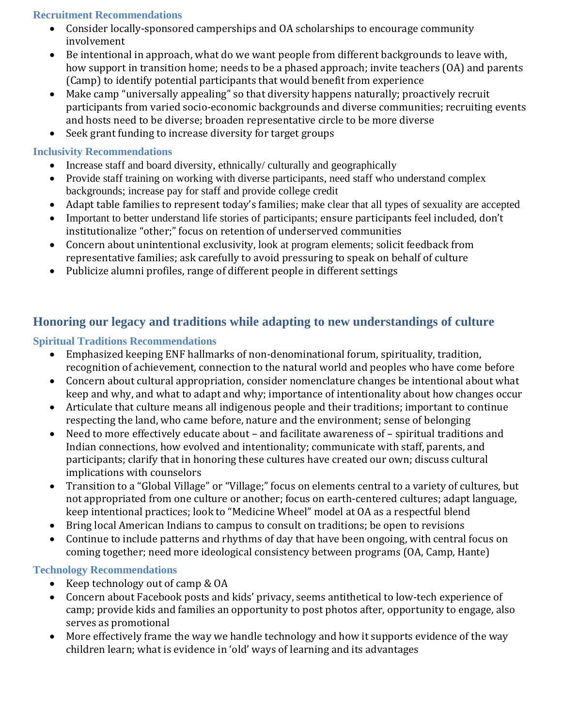### Recruitment Recommendations

- Consider locally-sponsored camperships and OA scholarships to encourage community involvement
- Be intentional in approach, what do we want people from different backgrounds to leave with, how support in transition home; needs to be a phased approach; invite teachers (OA) and parents (Camp) to identify potential participants that would benefit from experience
- Make camp "universally appealing" so that diversity happens naturally; proactively recruit participants from varied socio-economic backgrounds and diverse communities; recruiting events and hosts need to be diverse; broaden representative circle to be more diverse
- Seek grant funding to increase diversity for target groups

### Inclusivity Recommendations

- Increase staff and board diversity, ethnically/ culturally and geographically
- Provide staff training on working with diverse participants, need staff who understand complex backgrounds; increase pay for staff and provide college credit
- Adapt table families to represent today's families; make clear that all types of sexuality are accepted
- Important to better understand life stories of participants; ensure participants feel included, don't institutionalize "other;" focus on retention of underserved communities
- Concern about unintentional exclusivity, look at program elements; solicit feedback from representative families; ask carefully to avoid pressuring to speak on behalf of culture
- Publicize alumni profiles, range of different people in different settings

## Honoring our legacy and traditions while adapting to new understandings of culture

### Spiritual Traditions Recommendations

- Emphasized keeping ENF hallmarks of non-denominational forum, spirituality, tradition, recognition of achievement, connection to the natural world and peoples who have come before
- Concern about cultural appropriation, consider nomenclature changes be intentional about what keep and why, and what to adapt and why; importance of intentionality about how changes occur
- Articulate that culture means all indigenous people and their traditions; important to continue respecting the land, who came before, nature and the environment; sense of belonging
- Need to more effectively educate about – and facilitate awareness of – spiritual traditions and Indian connections, how evolved and intentionality; communicate with staff, parents, and participants; clarify that in honoring these cultures have created our own; discuss cultural implications with counselors
- Transition to a "Global Village" or "Village;" focus on elements central to a variety of cultures, but not appropriated from one culture or another; focus on earth-centered cultures; adapt language, keep intentional practices; look to "Medicine Wheel" model at OA as a respectful blend
- Bring local American Indians to campus to consult on traditions; be open to revisions
- Continue to include patterns and rhythms of day that have been ongoing, with central focus on coming together; need more ideological consistency between programs (OA, Camp, Hante)

### Technology Recommendations

- Keep technology out of camp & OA
- Concern about Facebook posts and kids' privacy, seems antithetical to low-tech experience of camp; provide kids and families an opportunity to post photos after, opportunity to engage, also serves as promotional
- More effectively frame the way we handle technology and how it supports evidence of the way children learn; what is evidence in 'old' ways of learning and its advantages